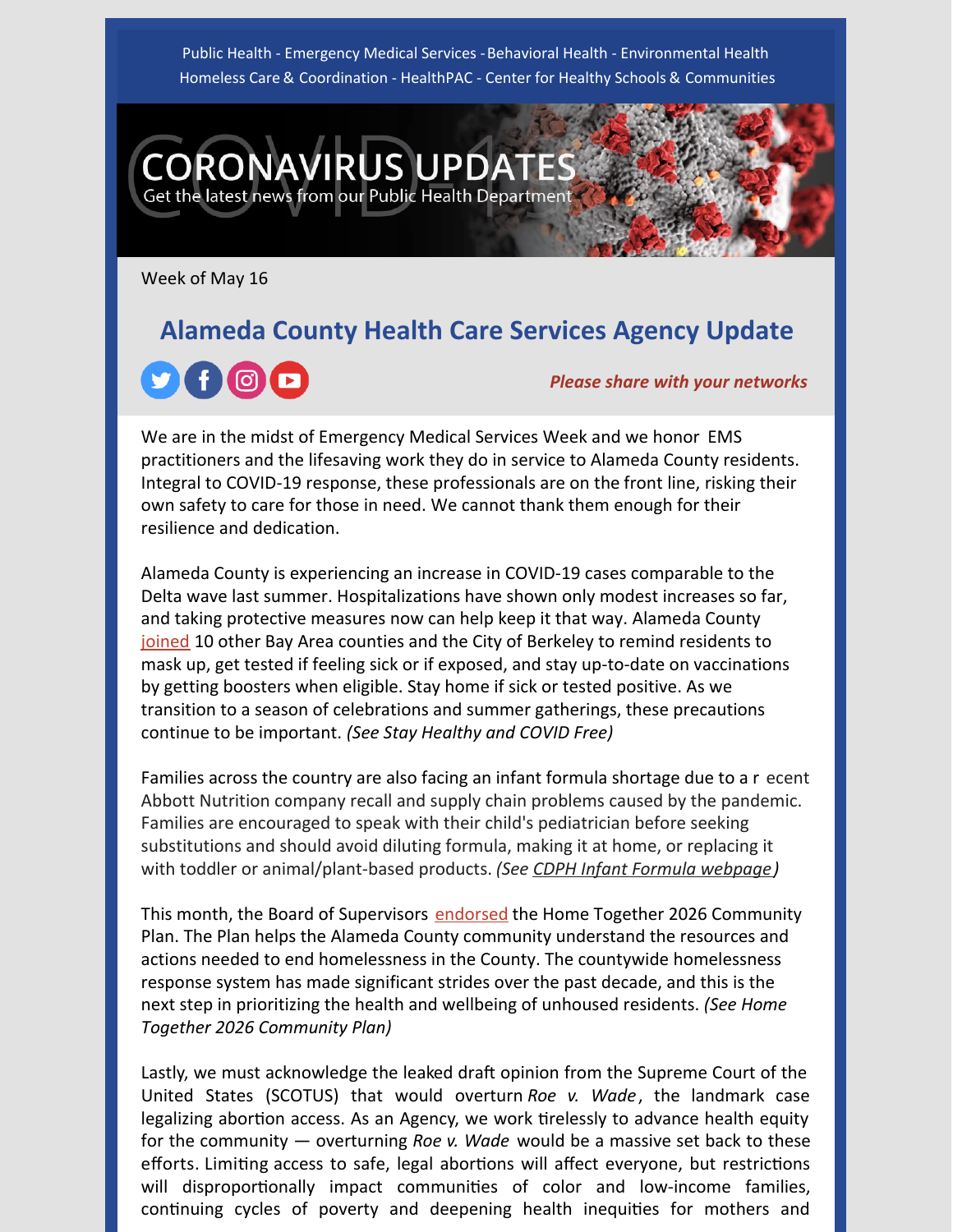Public Health - Emergency Medical Services - Behavioral Health - Environmental Health
Homeless Care & Coordination - HealthPAC - Center for Healthy Schools & Communities

# CORONAVIRUS UPDATES

Get the latest news from our Public Health Department

Week of May 16

## Alameda County Health Care Services Agency Update

***Please share with your networks***

We are in the midst of Emergency Medical Services Week and we honor EMS practitioners and the lifesaving work they do in service to Alameda County residents. Integral to COVID-19 response, these professionals are on the front line, risking their own safety to care for those in need. We cannot thank them enough for their resilience and dedication.

Alameda County is experiencing an increase in COVID-19 cases comparable to the Delta wave last summer. Hospitalizations have shown only modest increases so far, and taking protective measures now can help keep it that way. Alameda County joined 10 other Bay Area counties and the City of Berkeley to remind residents to mask up, get tested if feeling sick or if exposed, and stay up-to-date on vaccinations by getting boosters when eligible. Stay home if sick or tested positive. As we transition to a season of celebrations and summer gatherings, these precautions continue to be important. *(See Stay Healthy and COVID Free)*

Families across the country are also facing an infant formula shortage due to a recent Abbott Nutrition company recall and supply chain problems caused by the pandemic. Families are encouraged to speak with their child's pediatrician before seeking substitutions and should avoid diluting formula, making it at home, or replacing it with toddler or animal/plant-based products. *(See CDPH Infant Formula webpage)*

This month, the Board of Supervisors endorsed the Home Together 2026 Community Plan. The Plan helps the Alameda County community understand the resources and actions needed to end homelessness in the County. The countywide homelessness response system has made significant strides over the past decade, and this is the next step in prioritizing the health and wellbeing of unhoused residents. *(See Home Together 2026 Community Plan)*

Lastly, we must acknowledge the leaked draft opinion from the Supreme Court of the United States (SCOTUS) that would overturn *Roe v. Wade*, the landmark case legalizing abortion access. As an Agency, we work tirelessly to advance health equity for the community — overturning *Roe v. Wade* would be a massive set back to these efforts. Limiting access to safe, legal abortions will affect everyone, but restrictions will disproportionally impact communities of color and low-income families, continuing cycles of poverty and deepening health inequities for mothers and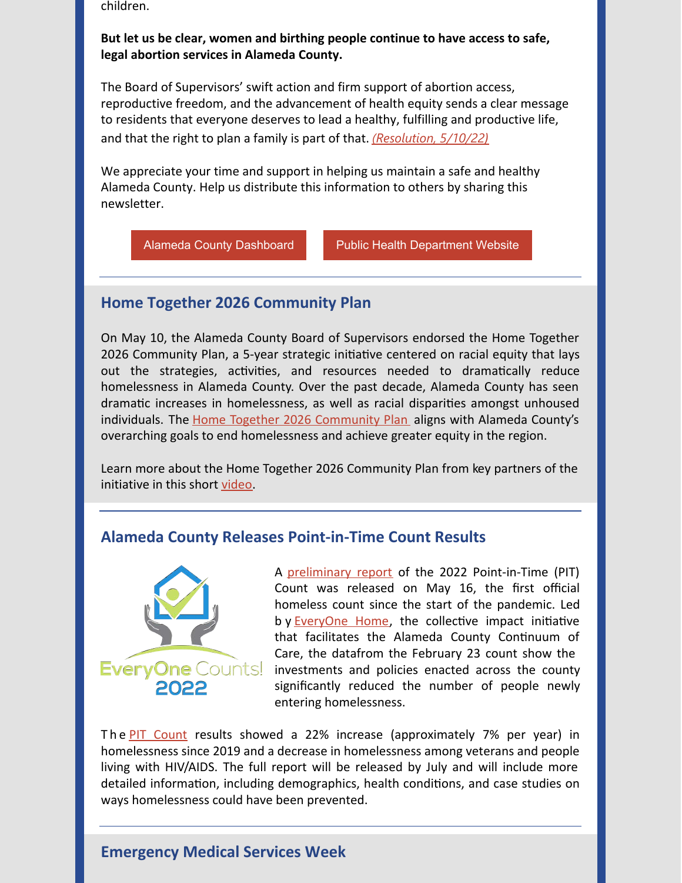children.

**But let us be clear, women and birthing people continue to have access to safe, legal abortion services in Alameda County.**

The Board of Supervisors' swift action and firm support of abortion access, reproductive freedom, and the advancement of health equity sends a clear message to residents that everyone deserves to lead a healthy, fulfilling and productive life, and that the right to plan a family is part of that. *(Resolution, 5/10/22)*

We appreciate your time and support in helping us maintain a safe and healthy Alameda County. Help us distribute this information to others by sharing this newsletter.

Alameda County Dashboard | Public Health Department Website

## Home Together 2026 Community Plan

On May 10, the Alameda County Board of Supervisors endorsed the Home Together 2026 Community Plan, a 5-year strategic initiative centered on racial equity that lays out the strategies, activities, and resources needed to dramatically reduce homelessness in Alameda County. Over the past decade, Alameda County has seen dramatic increases in homelessness, as well as racial disparities amongst unhoused individuals. The Home Together 2026 Community Plan aligns with Alameda County's overarching goals to end homelessness and achieve greater equity in the region.

Learn more about the Home Together 2026 Community Plan from key partners of the initiative in this short video.

## Alameda County Releases Point-in-Time Count Results

EveryOne Counts! 2022

A preliminary report of the 2022 Point-in-Time (PIT) Count was released on May 16, the first official homeless count since the start of the pandemic. Led by EveryOne Home, the collective impact initiative that facilitates the Alameda County Continuum of Care, the datafrom the February 23 count show the investments and policies enacted across the county significantly reduced the number of people newly entering homelessness.

The PIT Count results showed a 22% increase (approximately 7% per year) in homelessness since 2019 and a decrease in homelessness among veterans and people living with HIV/AIDS. The full report will be released by July and will include more detailed information, including demographics, health conditions, and case studies on ways homelessness could have been prevented.

## Emergency Medical Services Week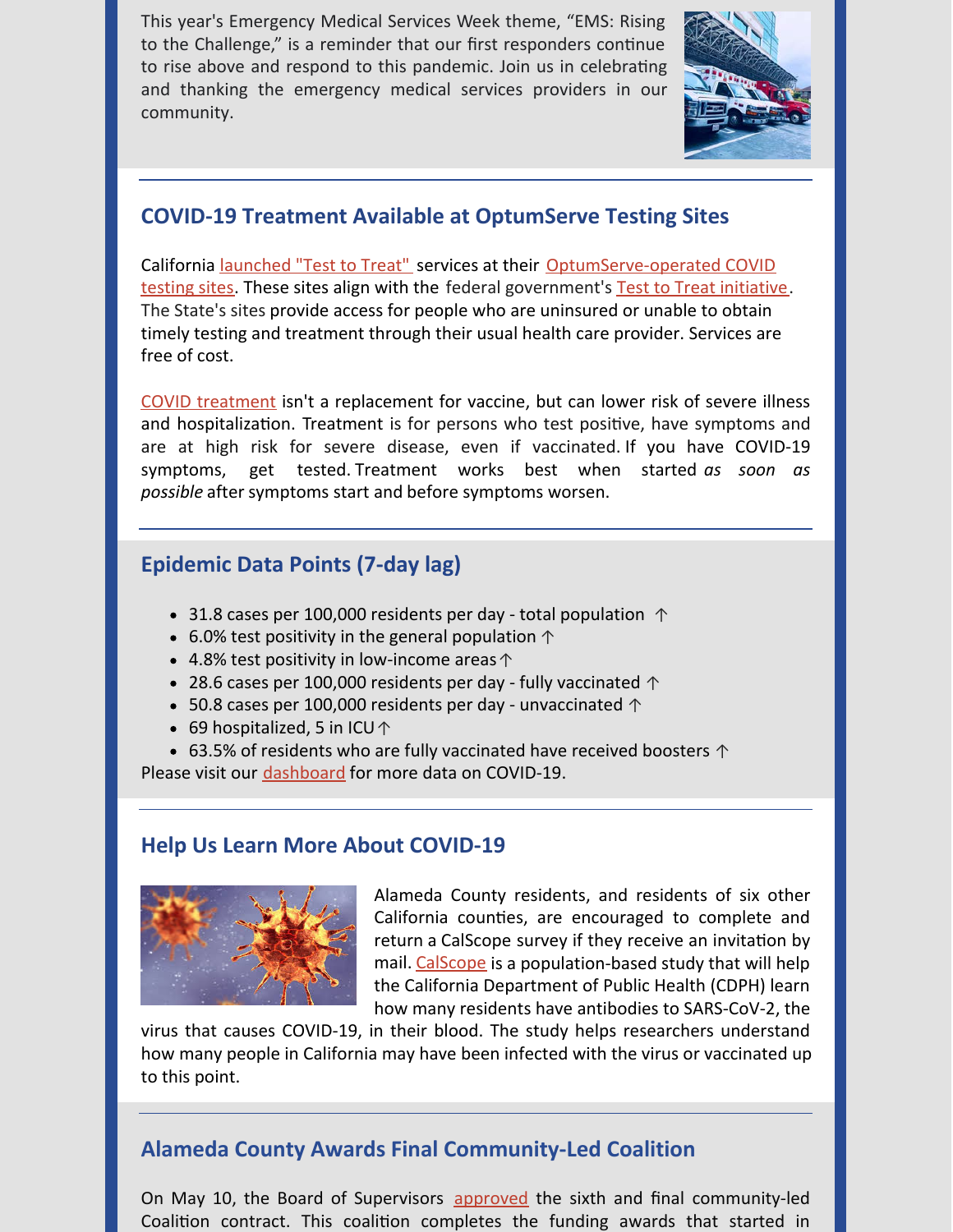This year's Emergency Medical Services Week theme, "EMS: Rising to the Challenge," is a reminder that our first responders continue to rise above and respond to this pandemic. Join us in celebrating and thanking the emergency medical services providers in our community.

## COVID-19 Treatment Available at OptumServe Testing Sites

California launched "Test to Treat" services at their OptumServe-operated COVID testing sites. These sites align with the federal government's Test to Treat initiative. The State's sites provide access for people who are uninsured or unable to obtain timely testing and treatment through their usual health care provider. Services are free of cost.

COVID treatment isn't a replacement for vaccine, but can lower risk of severe illness and hospitalization. Treatment is for persons who test positive, have symptoms and are at high risk for severe disease, even if vaccinated. If you have COVID-19 symptoms, get tested. Treatment works best when started *as soon as possible* after symptoms start and before symptoms worsen.

## Epidemic Data Points (7-day lag)

- 31.8 cases per 100,000 residents per day - total population ↑
- 6.0% test positivity in the general population ↑
- 4.8% test positivity in low-income areas ↑
- 28.6 cases per 100,000 residents per day - fully vaccinated ↑
- 50.8 cases per 100,000 residents per day - unvaccinated ↑
- 69 hospitalized, 5 in ICU ↑
- 63.5% of residents who are fully vaccinated have received boosters ↑

Please visit our dashboard for more data on COVID-19.

## Help Us Learn More About COVID-19

Alameda County residents, and residents of six other California counties, are encouraged to complete and return a CalScope survey if they receive an invitation by mail. CalScope is a population-based study that will help the California Department of Public Health (CDPH) learn how many residents have antibodies to SARS-CoV-2, the virus that causes COVID-19, in their blood. The study helps researchers understand how many people in California may have been infected with the virus or vaccinated up to this point.

## Alameda County Awards Final Community-Led Coalition

On May 10, the Board of Supervisors approved the sixth and final community-led Coalition contract. This coalition completes the funding awards that started in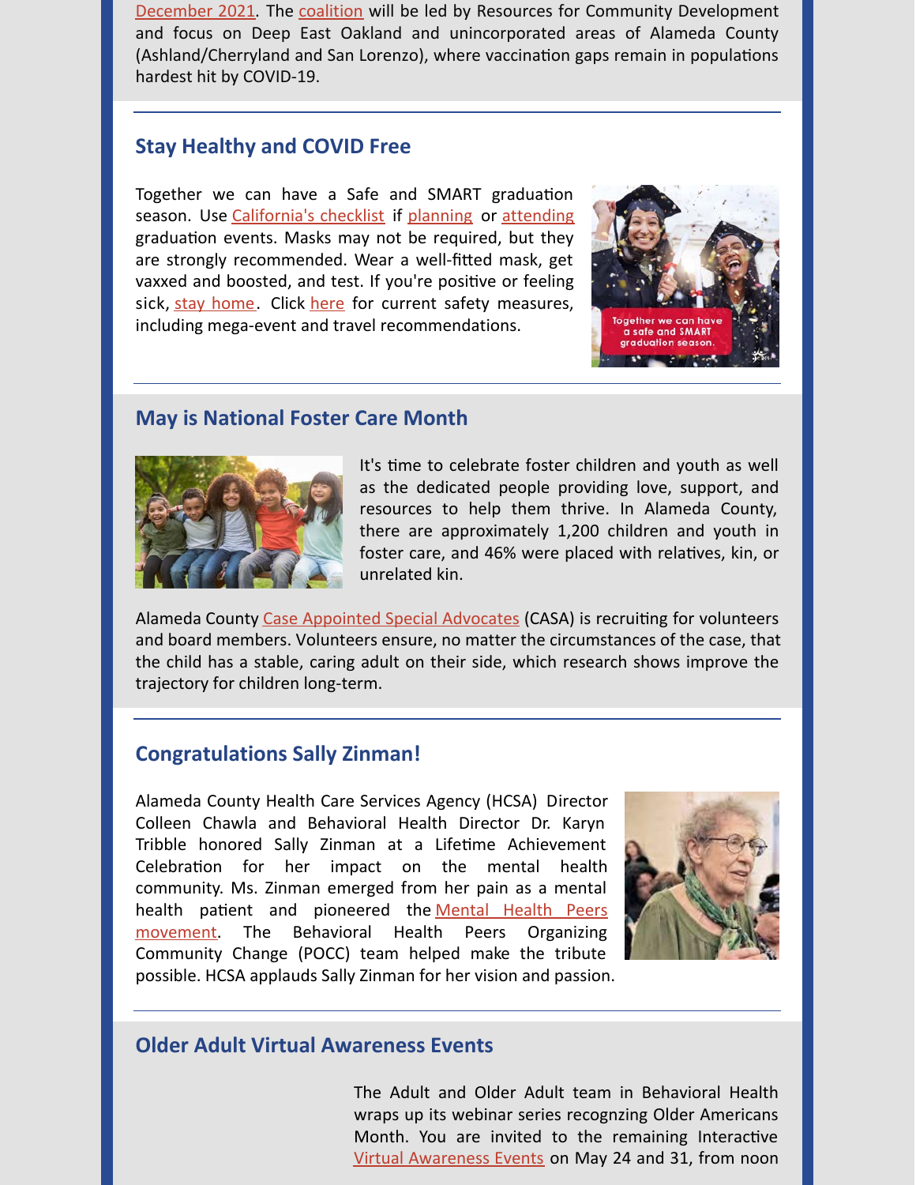December 2021. The coalition will be led by Resources for Community Development and focus on Deep East Oakland and unincorporated areas of Alameda County (Ashland/Cherryland and San Lorenzo), where vaccination gaps remain in populations hardest hit by COVID-19.

## Stay Healthy and COVID Free

Together we can have a Safe and SMART graduation season. Use California's checklist if planning or attending graduation events. Masks may not be required, but they are strongly recommended. Wear a well-fitted mask, get vaxxed and boosted, and test. If you're positive or feeling sick, stay home. Click here for current safety measures, including mega-event and travel recommendations.

## May is National Foster Care Month

It's time to celebrate foster children and youth as well as the dedicated people providing love, support, and resources to help them thrive. In Alameda County, there are approximately 1,200 children and youth in foster care, and 46% were placed with relatives, kin, or unrelated kin.

Alameda County Case Appointed Special Advocates (CASA) is recruiting for volunteers and board members. Volunteers ensure, no matter the circumstances of the case, that the child has a stable, caring adult on their side, which research shows improve the trajectory for children long-term.

## Congratulations Sally Zinman!

Alameda County Health Care Services Agency (HCSA) Director Colleen Chawla and Behavioral Health Director Dr. Karyn Tribble honored Sally Zinman at a Lifetime Achievement Celebration for her impact on the mental health community. Ms. Zinman emerged from her pain as a mental health patient and pioneered the Mental Health Peers movement. The Behavioral Health Peers Organizing Community Change (POCC) team helped make the tribute possible. HCSA applauds Sally Zinman for her vision and passion.

## Older Adult Virtual Awareness Events

The Adult and Older Adult team in Behavioral Health wraps up its webinar series recognzing Older Americans Month. You are invited to the remaining Interactive Virtual Awareness Events on May 24 and 31, from noon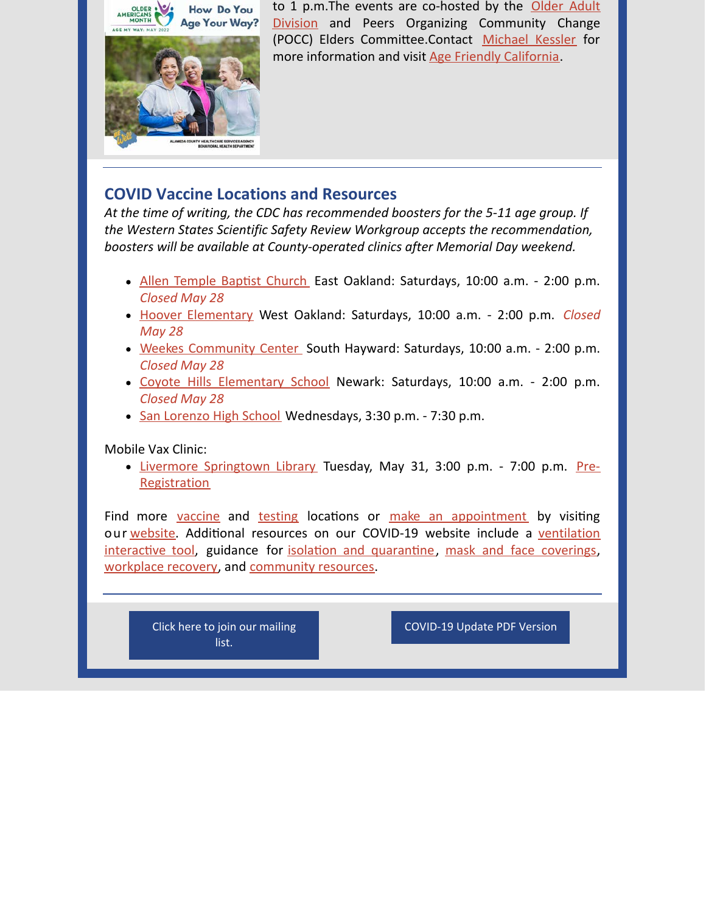to 1 p.m.The events are co-hosted by the Older Adult Division and Peers Organizing Community Change (POCC) Elders Committee.Contact Michael Kessler for more information and visit Age Friendly California.

## COVID Vaccine Locations and Resources

*At the time of writing, the CDC has recommended boosters for the 5-11 age group. If the Western States Scientific Safety Review Workgroup accepts the recommendation, boosters will be available at County-operated clinics after Memorial Day weekend.*

- Allen Temple Baptist Church East Oakland: Saturdays, 10:00 a.m. - 2:00 p.m. *Closed May 28*
- Hoover Elementary West Oakland: Saturdays, 10:00 a.m. - 2:00 p.m. *Closed May 28*
- Weekes Community Center South Hayward: Saturdays, 10:00 a.m. - 2:00 p.m. *Closed May 28*
- Coyote Hills Elementary School Newark: Saturdays, 10:00 a.m. - 2:00 p.m. *Closed May 28*
- San Lorenzo High School Wednesdays, 3:30 p.m. - 7:30 p.m.

Mobile Vax Clinic:

- Livermore Springtown Library Tuesday, May 31, 3:00 p.m. - 7:00 p.m. Pre-Registration

Find more vaccine and testing locations or make an appointment by visiting our website. Additional resources on our COVID-19 website include a ventilation interactive tool, guidance for isolation and quarantine, mask and face coverings, workplace recovery, and community resources.

Click here to join our mailing list.

COVID-19 Update PDF Version